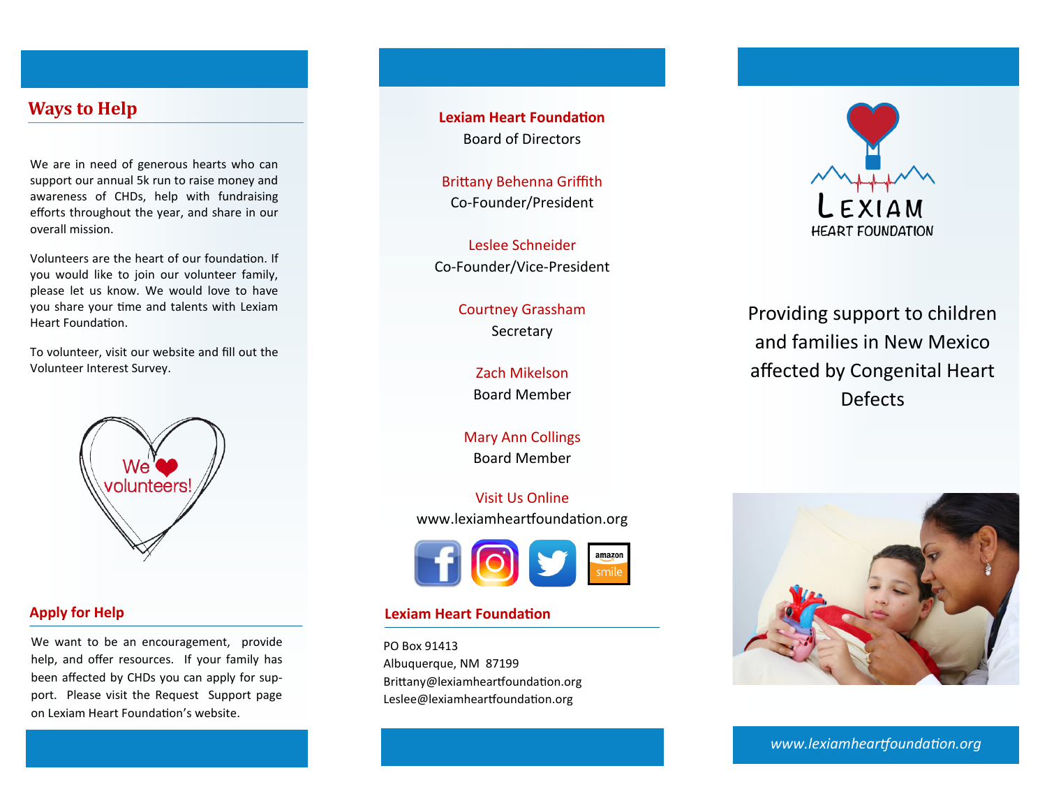## Ways to Help

We are in need of generous hearts who can support our annual 5k run to raise money and awareness of CHDs, help with fundraising efforts throughout the year, and share in our overall mission.

Volunteers are the heart of our foundation. If you would like to join our volunteer family, please let us know. We would love to have you share your time and talents with Lexiam Heart Foundation.

To volunteer, visit our website and fill out the Volunteer Interest Survey.

We ❤ volunteers!

## Apply for Help

We want to be an encouragement, provide help, and offer resources. If your family has been affected by CHDs you can apply for support. Please visit the Request Support page on Lexiam Heart Foundation's website.

**Lexiam Heart Foundation**
Board of Directors

Brittany Behenna Griffith
Co-Founder/President

Leslee Schneider
Co-Founder/Vice-President

Courtney Grassham
Secretary

Zach Mikelson
Board Member

Mary Ann Collings
Board Member

Visit Us Online
www.lexiamheartfoundation.org

## Lexiam Heart Foundation

PO Box 91413
Albuquerque, NM 87199
Brittany@lexiamheartfoundation.org
Leslee@lexiamheartfoundation.org

# LEXIAM HEART FOUNDATION

Providing support to children and families in New Mexico affected by Congenital Heart Defects

*www.lexiamheartfoundation.org*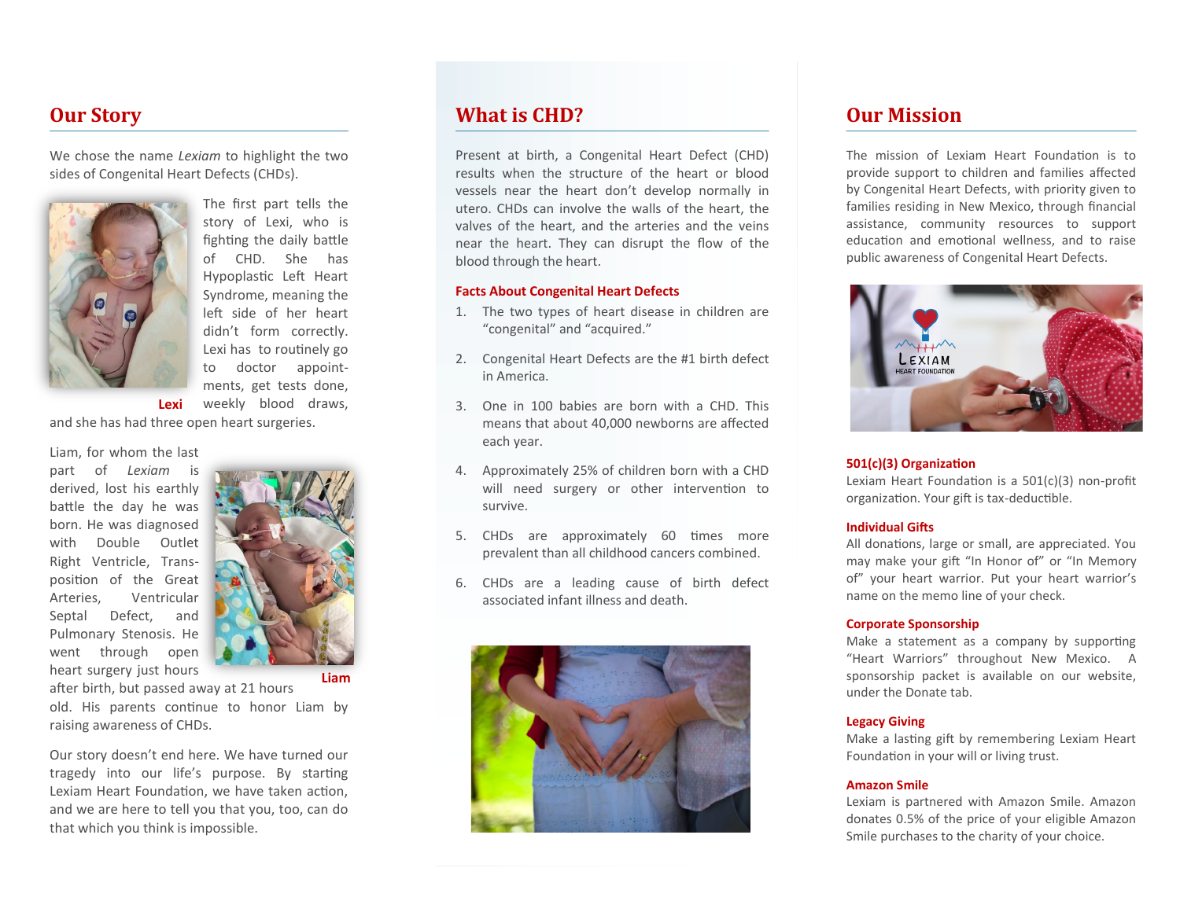## Our Story

We chose the name *Lexiam* to highlight the two sides of Congenital Heart Defects (CHDs).

The first part tells the story of Lexi, who is fighting the daily battle of CHD. She has Hypoplastic Left Heart Syndrome, meaning the left side of her heart didn't form correctly. Lexi has to routinely go to doctor appointments, get tests done, weekly blood draws, and she has had three open heart surgeries.

Lexi

Liam, for whom the last part of *Lexiam* is derived, lost his earthly battle the day he was born. He was diagnosed with Double Outlet Right Ventricle, Transposition of the Great Arteries, Ventricular Septal Defect, and Pulmonary Stenosis. He went through open heart surgery just hours after birth, but passed away at 21 hours old. His parents continue to honor Liam by raising awareness of CHDs.

Liam

Our story doesn't end here. We have turned our tragedy into our life's purpose. By starting Lexiam Heart Foundation, we have taken action, and we are here to tell you that you, too, can do that which you think is impossible.

## What is CHD?

Present at birth, a Congenital Heart Defect (CHD) results when the structure of the heart or blood vessels near the heart don't develop normally in utero. CHDs can involve the walls of the heart, the valves of the heart, and the arteries and the veins near the heart. They can disrupt the flow of the blood through the heart.

### Facts About Congenital Heart Defects

1. The two types of heart disease in children are "congenital" and "acquired."
2. Congenital Heart Defects are the #1 birth defect in America.
3. One in 100 babies are born with a CHD. This means that about 40,000 newborns are affected each year.
4. Approximately 25% of children born with a CHD will need surgery or other intervention to survive.
5. CHDs are approximately 60 times more prevalent than all childhood cancers combined.
6. CHDs are a leading cause of birth defect associated infant illness and death.

## Our Mission

The mission of Lexiam Heart Foundation is to provide support to children and families affected by Congenital Heart Defects, with priority given to families residing in New Mexico, through financial assistance, community resources to support education and emotional wellness, and to raise public awareness of Congenital Heart Defects.

LEXIAM
HEART FOUNDATION

### 501(c)(3) Organization

Lexiam Heart Foundation is a 501(c)(3) non-profit organization. Your gift is tax-deductible.

### Individual Gifts

All donations, large or small, are appreciated. You may make your gift "In Honor of" or "In Memory of" your heart warrior. Put your heart warrior's name on the memo line of your check.

### Corporate Sponsorship

Make a statement as a company by supporting "Heart Warriors" throughout New Mexico. A sponsorship packet is available on our website, under the Donate tab.

### Legacy Giving

Make a lasting gift by remembering Lexiam Heart Foundation in your will or living trust.

### Amazon Smile

Lexiam is partnered with Amazon Smile. Amazon donates 0.5% of the price of your eligible Amazon Smile purchases to the charity of your choice.